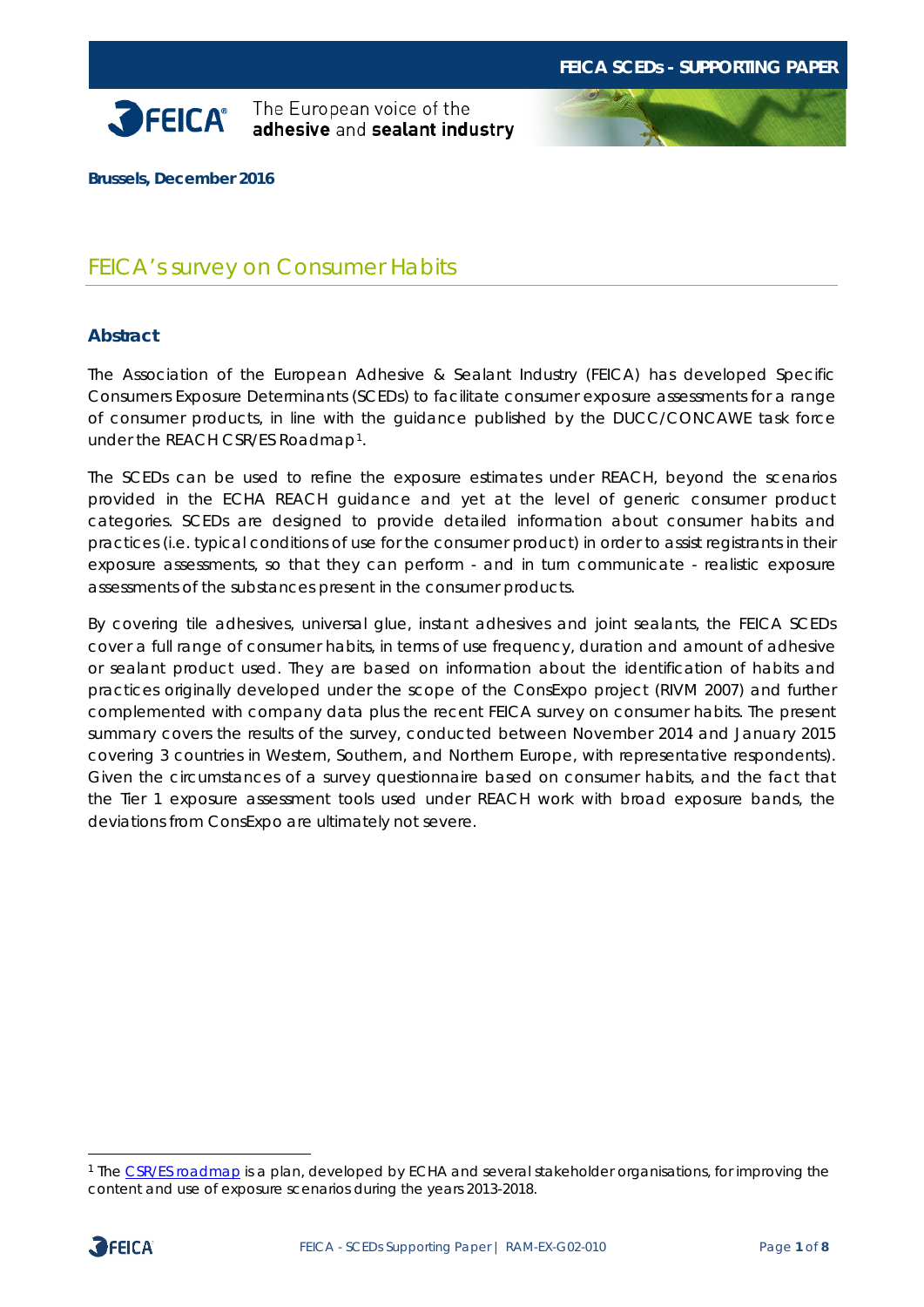Brussels, December 2016

# FEICA's survey on Consumer Habits

## Abstract

The Association of the European Adhesive & Sealant Industry (FEICA) has developed Specific Consumers Exposure Determinants (SCEDs) to facilitate consumer exposure assessments for a range of consumer products, in line with the guidance published by the DUCC/CONCAWE task force under the REACH CSR/ES Roadmap[1].

The SCEDs can be used to refine the exposure estimates under REACH, beyond the scenarios provided in the ECHA REACH guidance and yet at the level of generic consumer product categories. SCEDs are designed to provide detailed information about consumer habits and practices (i.e. typical conditions of use for the consumer product) in order to assist registrants in their exposure assessments, so that they can perform - and in turn communicate - realistic exposure assessments of the substances present in the consumer products.

By covering tile adhesives, universal glue, instant adhesives and joint sealants, the FEICA SCEDs cover a full range of consumer habits, in terms of use frequency, duration and amount of adhesive or sealant product used. They are based on information about the identification of habits and practices originally developed under the scope of the ConsExpo project (RIVM 2007) and further complemented with company data plus the recent FEICA survey on consumer habits. The present summary covers the results of the survey, conducted between November 2014 and January 2015 covering 3 countries in Western, Southern, and Northern Europe, with representative respondents). Given the circumstances of a survey questionnaire based on consumer habits, and the fact that the Tier 1 exposure assessment tools used under REACH work with broad exposure bands, the deviations from ConsExpo are ultimately not severe.

[1] The CSR/ES roadmap is a plan, developed by ECHA and several stakeholder organisations, for improving the content and use of exposure scenarios during the years 2013-2018.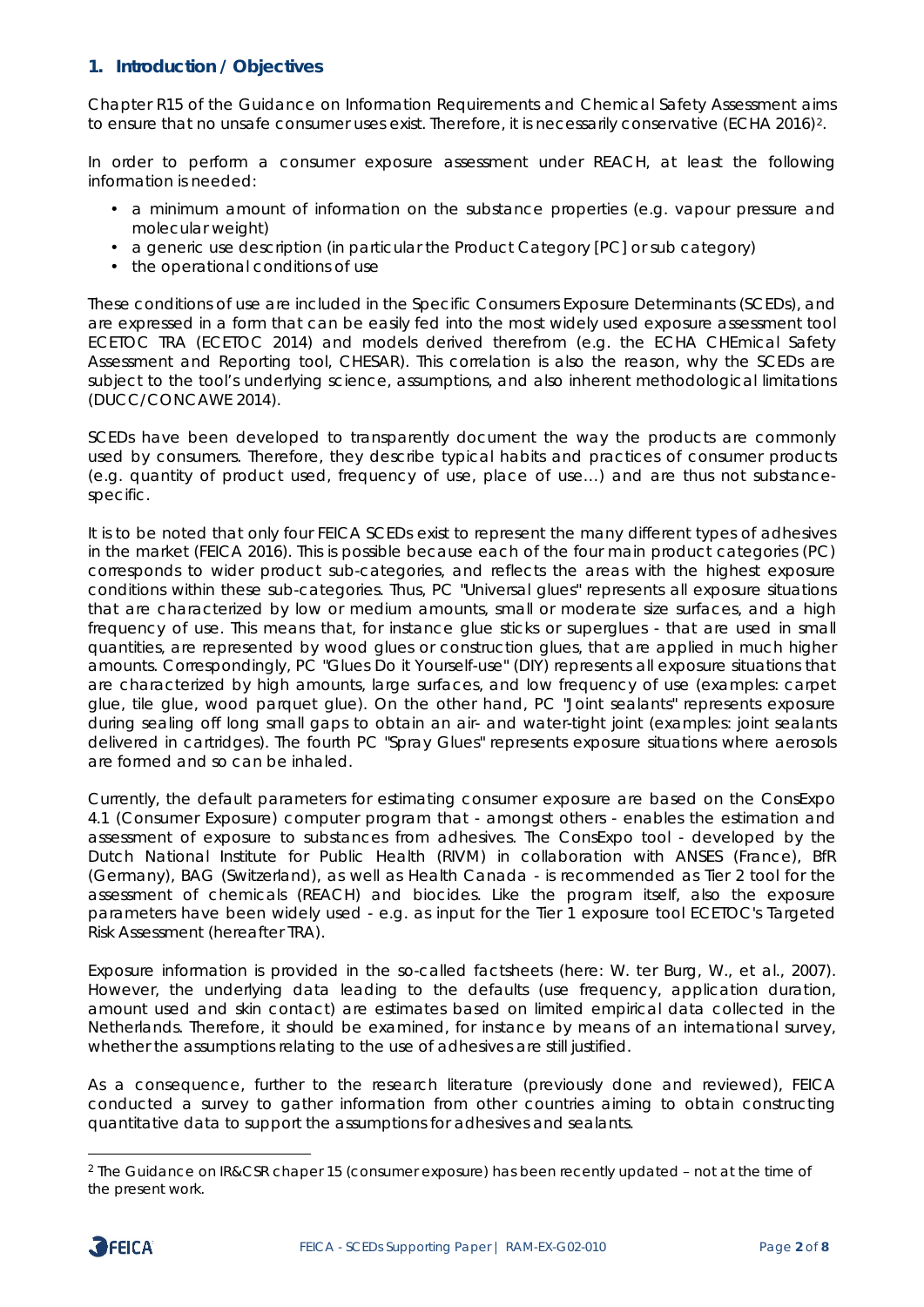## 1. Introduction / Objectives

Chapter R15 of the Guidance on Information Requirements and Chemical Safety Assessment aims to ensure that no unsafe consumer uses exist. Therefore, it is necessarily conservative (ECHA 2016)[2].

In order to perform a consumer exposure assessment under REACH, at least the following information is needed:

- a minimum amount of information on the substance properties (e.g. vapour pressure and molecular weight)
- a generic use description (in particular the Product Category [PC] or sub category)
- the operational conditions of use

These conditions of use are included in the Specific Consumers Exposure Determinants (SCEDs), and are expressed in a form that can be easily fed into the most widely used exposure assessment tool ECETOC TRA (ECETOC 2014) and models derived therefrom (e.g. the ECHA CHEmical Safety Assessment and Reporting tool, CHESAR). This correlation is also the reason, why the SCEDs are subject to the tool's underlying science, assumptions, and also inherent methodological limitations (DUCC/CONCAWE 2014).

SCEDs have been developed to transparently document the way the products are commonly used by consumers. Therefore, they describe typical habits and practices of consumer products (e.g. quantity of product used, frequency of use, place of use…) and are thus not substance-specific.

It is to be noted that only four FEICA SCEDs exist to represent the many different types of adhesives in the market (FEICA 2016). This is possible because each of the four main product categories (PC) corresponds to wider product sub-categories, and reflects the areas with the highest exposure conditions within these sub-categories. Thus, PC "Universal glues" represents all exposure situations that are characterized by low or medium amounts, small or moderate size surfaces, and a high frequency of use. This means that, for instance glue sticks or superglues - that are used in small quantities, are represented by wood glues or construction glues, that are applied in much higher amounts. Correspondingly, PC "Glues Do it Yourself-use" (DIY) represents all exposure situations that are characterized by high amounts, large surfaces, and low frequency of use (examples: carpet glue, tile glue, wood parquet glue). On the other hand, PC "Joint sealants" represents exposure during sealing off long small gaps to obtain an air- and water-tight joint (examples: joint sealants delivered in cartridges). The fourth PC "Spray Glues" represents exposure situations where aerosols are formed and so can be inhaled.

Currently, the default parameters for estimating consumer exposure are based on the ConsExpo 4.1 (Consumer Exposure) computer program that - amongst others - enables the estimation and assessment of exposure to substances from adhesives. The ConsExpo tool - developed by the Dutch National Institute for Public Health (RIVM) in collaboration with ANSES (France), BfR (Germany), BAG (Switzerland), as well as Health Canada - is recommended as Tier 2 tool for the assessment of chemicals (REACH) and biocides. Like the program itself, also the exposure parameters have been widely used - e.g. as input for the Tier 1 exposure tool ECETOC's Targeted Risk Assessment (hereafter TRA).

Exposure information is provided in the so-called factsheets (here: W. ter Burg, W., et al., 2007). However, the underlying data leading to the defaults (use frequency, application duration, amount used and skin contact) are estimates based on limited empirical data collected in the Netherlands. Therefore, it should be examined, for instance by means of an international survey, whether the assumptions relating to the use of adhesives are still justified.

As a consequence, further to the research literature (previously done and reviewed), FEICA conducted a survey to gather information from other countries aiming to obtain constructing quantitative data to support the assumptions for adhesives and sealants.

[2] The Guidance on IR&CSR chaper 15 (consumer exposure) has been recently updated – not at the time of the present work.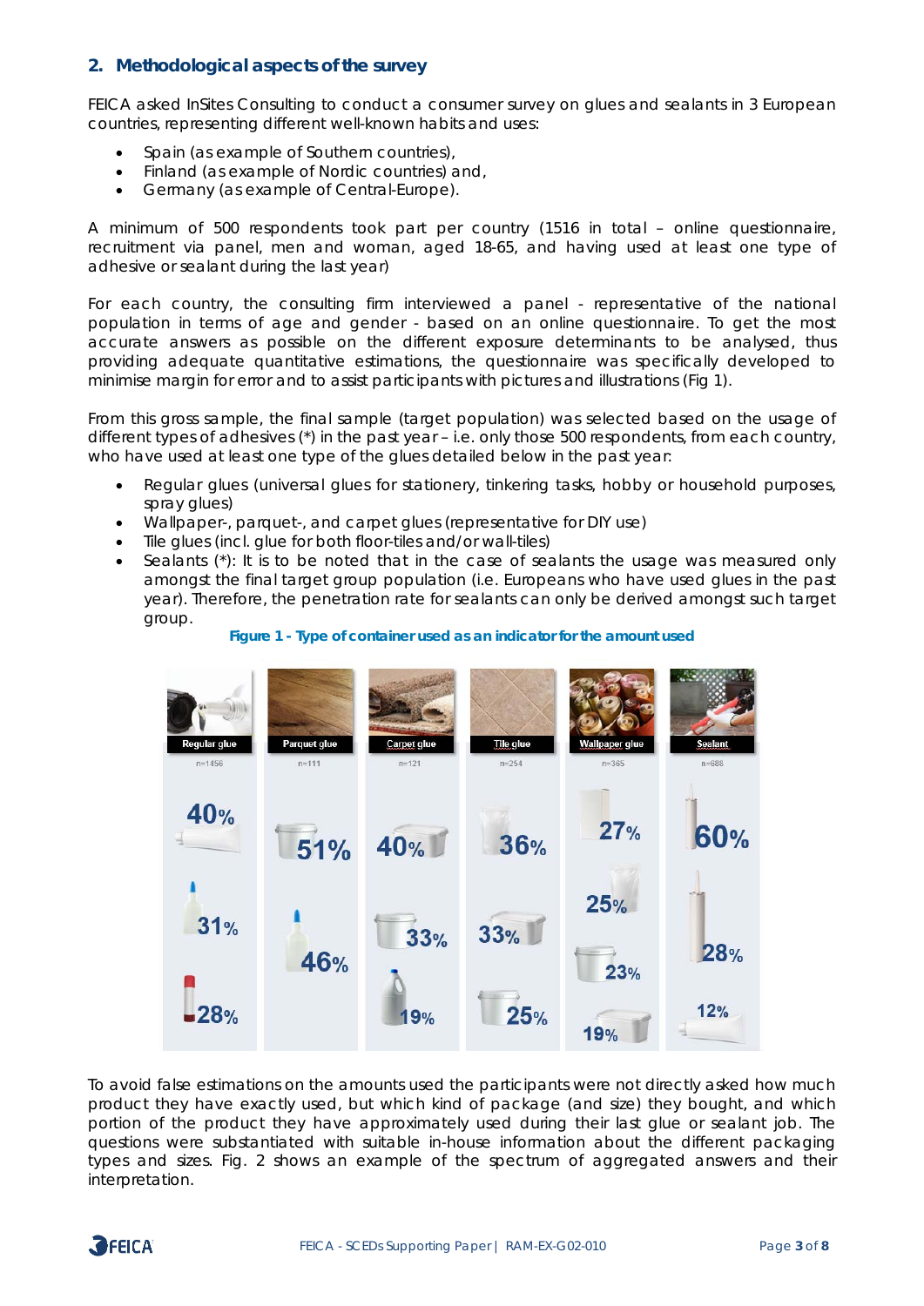## 2. Methodological aspects of the survey

FEICA asked InSites Consulting to conduct a consumer survey on glues and sealants in 3 European countries, representing different well-known habits and uses:

- Spain (as example of Southern countries),
- Finland (as example of Nordic countries) and,
- Germany (as example of Central-Europe).

A minimum of 500 respondents took part per country (1516 in total – online questionnaire, recruitment via panel, men and woman, aged 18-65, and having used at least one type of adhesive or sealant during the last year)

For each country, the consulting firm interviewed a panel - representative of the national population in terms of age and gender - based on an online questionnaire. To get the most accurate answers as possible on the different exposure determinants to be analysed, thus providing adequate quantitative estimations, the questionnaire was specifically developed to minimise margin for error and to assist participants with pictures and illustrations (Fig 1).

From this gross sample, the final sample (target population) was selected based on the usage of different types of adhesives (*) in the past year – i.e. only those 500 respondents, from each country, who have used at least one type of the glues detailed below in the past year:

- Regular glues (universal glues for stationery, tinkering tasks, hobby or household purposes, spray glues)
- Wallpaper-, parquet-, and carpet glues (representative for DIY use)
- Tile glues (incl. glue for both floor-tiles and/or wall-tiles)
- Sealants (*): It is to be noted that in the case of sealants the usage was measured only amongst the final target group population (i.e. Europeans who have used glues in the past year). Therefore, the penetration rate for sealants can only be derived amongst such target group.

**Figure 1 - Type of container used as an indicator for the amount used**

| Regular glue | Parquet glue | Carpet glue | Tile glue | Wallpaper glue | Sealant |
|---|---|---|---|---|---|
| n=1456 | n=111 | n=121 | n=254 | n=365 | n=688 |
| 40% | 51% | 40% | 36% | 27% | 60% |
| 31% | 46% | 33% | 33% | 25% | 28% |
| 28% | | 19% | 25% | 23% | 12% |
| | | | | 19% | |

To avoid false estimations on the amounts used the participants were not directly asked how much product they have exactly used, but which kind of package (and size) they bought, and which portion of the product they have approximately used during their last glue or sealant job. The questions were substantiated with suitable in-house information about the different packaging types and sizes. Fig. 2 shows an example of the spectrum of aggregated answers and their interpretation.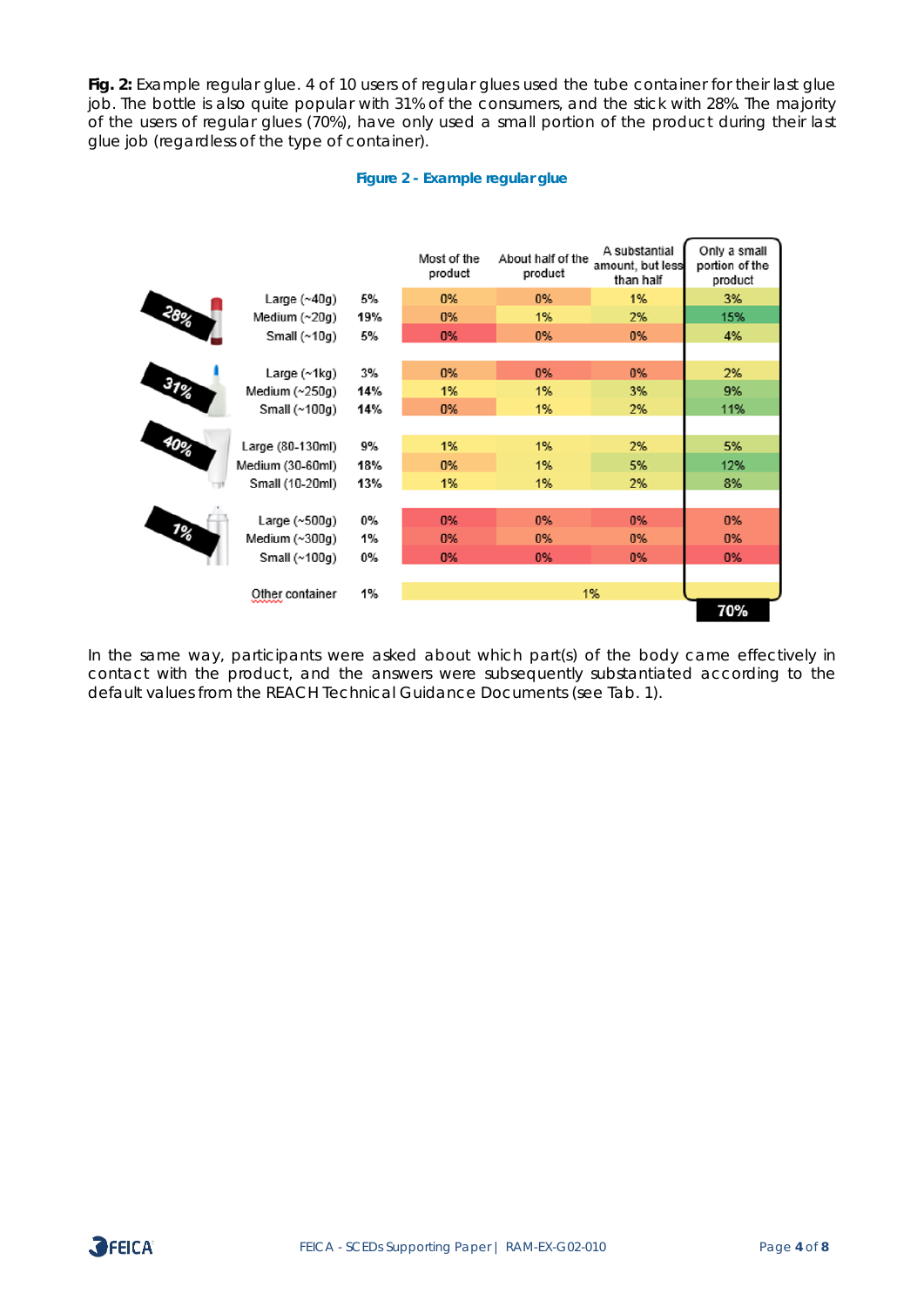**Fig. 2:** Example regular glue. 4 of 10 users of regular glues used the tube container for their last glue job. The bottle is also quite popular with 31% of the consumers, and the stick with 28%. The majority of the users of regular glues (70%), have only used a small portion of the product during their last glue job (regardless of the type of container).

**Figure 2 - Example regular glue**

| Container | Size | Share | Most of the product | About half of the product | A substantial amount, but less than half | Only a small portion of the product |
|---|---|---|---|---|---|---|
| 28% | Large (~40g) | 5% | 0% | 0% | 1% | 3% |
| | Medium (~20g) | 19% | 0% | 1% | 2% | 15% |
| | Small (~10g) | 5% | 0% | 0% | 0% | 4% |
| 31% | Large (~1kg) | 3% | 0% | 0% | 0% | 2% |
| | Medium (~250g) | 14% | 1% | 1% | 3% | 9% |
| | Small (~100g) | 14% | 0% | 1% | 2% | 11% |
| 40% | Large (80-130ml) | 9% | 1% | 1% | 2% | 5% |
| | Medium (30-60ml) | 18% | 0% | 1% | 5% | 12% |
| | Small (10-20ml) | 13% | 1% | 1% | 2% | 8% |
| 1% | Large (~500g) | 0% | 0% | 0% | 0% | 0% |
| | Medium (~300g) | 1% | 0% | 0% | 0% | 0% |
| | Small (~100g) | 0% | 0% | 0% | 0% | 0% |
| | Other container | 1% | 1% | | | |
| | | | | | | 70% |

In the same way, participants were asked about which part(s) of the body came effectively in contact with the product, and the answers were subsequently substantiated according to the default values from the REACH Technical Guidance Documents (see Tab. 1).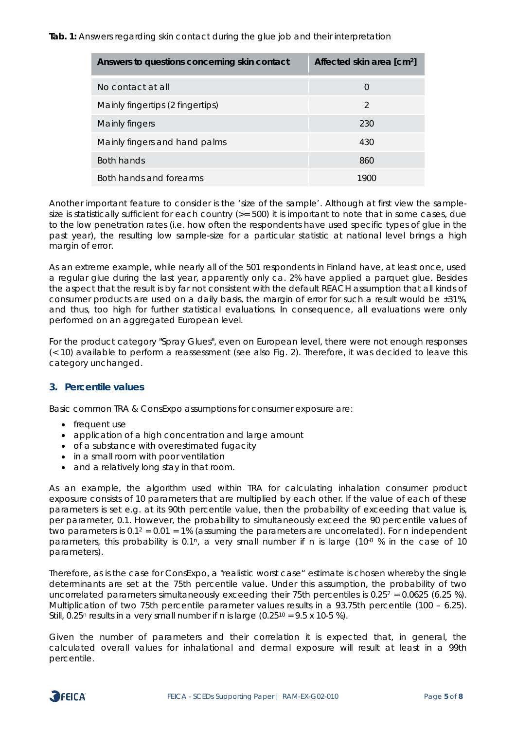**Tab. 1:** Answers regarding skin contact during the glue job and their interpretation

| Answers to questions concerning skin contact | Affected skin area [$cm^2$] |
|---|---|
| No contact at all | 0 |
| Mainly fingertips (2 fingertips) | 2 |
| Mainly fingers | 230 |
| Mainly fingers and hand palms | 430 |
| Both hands | 860 |
| Both hands and forearms | 1900 |

Another important feature to consider is the 'size of the sample'. Although at first view the sample-size is statistically sufficient for each country (>= 500) it is important to note that in some cases, due to the low penetration rates (i.e. how often the respondents have used specific types of glue in the past year), the resulting low sample-size for a particular statistic at national level brings a high margin of error.

As an extreme example, while nearly all of the 501 respondents in Finland have, at least once, used a regular glue during the last year, apparently only ca. 2% have applied a parquet glue. Besides the aspect that the result is by far not consistent with the default REACH assumption that all kinds of consumer products are used on a daily basis, the margin of error for such a result would be ±31%, and thus, too high for further statistical evaluations. In consequence, all evaluations were only performed on an aggregated European level.

For the product category "Spray Glues", even on European level, there were not enough responses (< 10) available to perform a reassessment (see also Fig. 2). Therefore, it was decided to leave this category unchanged.

## 3. Percentile values

Basic common TRA & ConsExpo assumptions for consumer exposure are:

- frequent use
- application of a high concentration and large amount
- of a substance with overestimated fugacity
- in a small room with poor ventilation
- and a relatively long stay in that room.

As an example, the algorithm used within TRA for calculating inhalation consumer product exposure consists of 10 parameters that are multiplied by each other. If the value of each of these parameters is set e.g. at its 90th percentile value, then the probability of exceeding that value is, per parameter, 0.1. However, the probability to simultaneously exceed the 90 percentile values of two parameters is $0.1^2 = 0.01 = 1\%$ (assuming the parameters are uncorrelated). For n independent parameters, this probability is $0.1^n$, a very small number if n is large ($10^{-8}$ % in the case of 10 parameters).

Therefore, as is the case for ConsExpo, a "realistic worst case" estimate is chosen whereby the single determinants are set at the 75th percentile value. Under this assumption, the probability of two uncorrelated parameters simultaneously exceeding their 75th percentiles is $0.25^2 = 0.0625$ (6.25 %). Multiplication of two 75th percentile parameter values results in a 93.75th percentile (100 – 6.25). Still, $0.25^n$ results in a very small number if n is large ($0.25^{10} = 9.5 \times 10\text{-}5$ %).

Given the number of parameters and their correlation it is expected that, in general, the calculated overall values for inhalational and dermal exposure will result at least in a 99th percentile.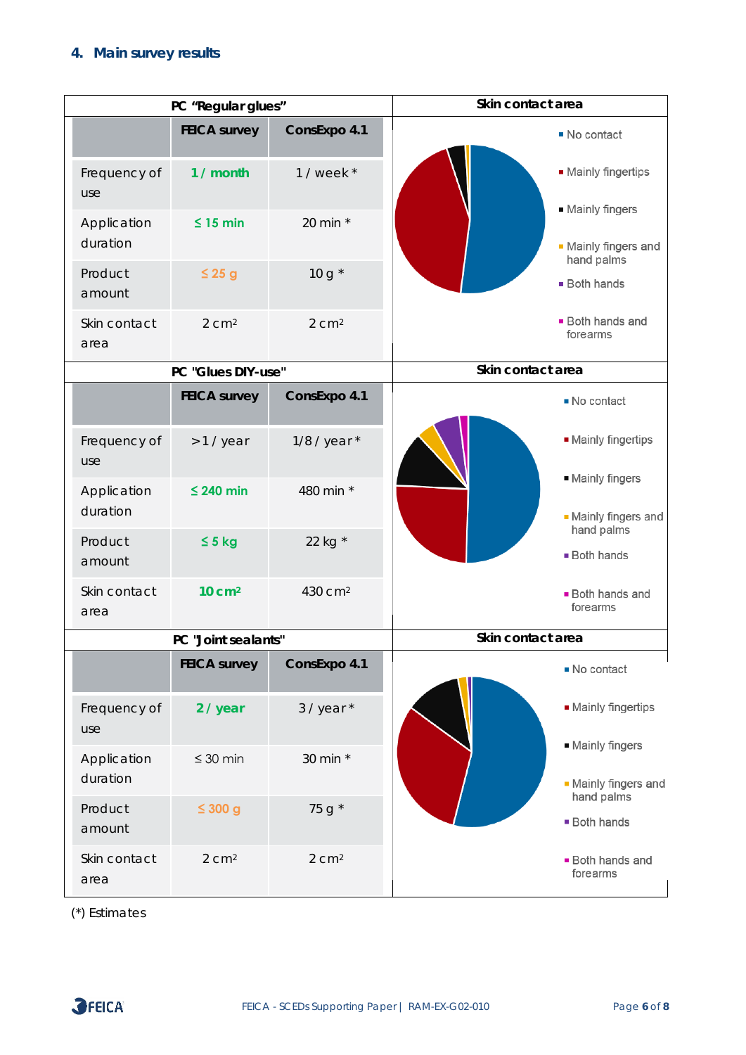## 4. Main survey results

| PC "Regular glues" | FEICA survey | ConsExpo 4.1 |
|---|---|---|
| Frequency of use | 1 / month | 1 / week * |
| Application duration | ≤ 15 min | 20 min * |
| Product amount | ≤ 25 g | 10 g * |
| Skin contact area | 2 cm² | 2 cm² |

Skin contact area

- No contact
- Mainly fingertips
- Mainly fingers
- Mainly fingers and hand palms
- Both hands
- Both hands and forearms

| PC "Glues DIY-use" | FEICA survey | ConsExpo 4.1 |
|---|---|---|
| Frequency of use | > 1 / year | 1/8 / year * |
| Application duration | ≤ 240 min | 480 min * |
| Product amount | ≤ 5 kg | 22 kg * |
| Skin contact area | 10 cm² | 430 cm² |

Skin contact area

- No contact
- Mainly fingertips
- Mainly fingers
- Mainly fingers and hand palms
- Both hands
- Both hands and forearms

| PC "Joint sealants" | FEICA survey | ConsExpo 4.1 |
|---|---|---|
| Frequency of use | 2 / year | 3 / year * |
| Application duration | ≤ 30 min | 30 min * |
| Product amount | ≤ 300 g | 75 g * |
| Skin contact area | 2 cm² | 2 cm² |

Skin contact area

- No contact
- Mainly fingertips
- Mainly fingers
- Mainly fingers and hand palms
- Both hands
- Both hands and forearms

(*) Estimates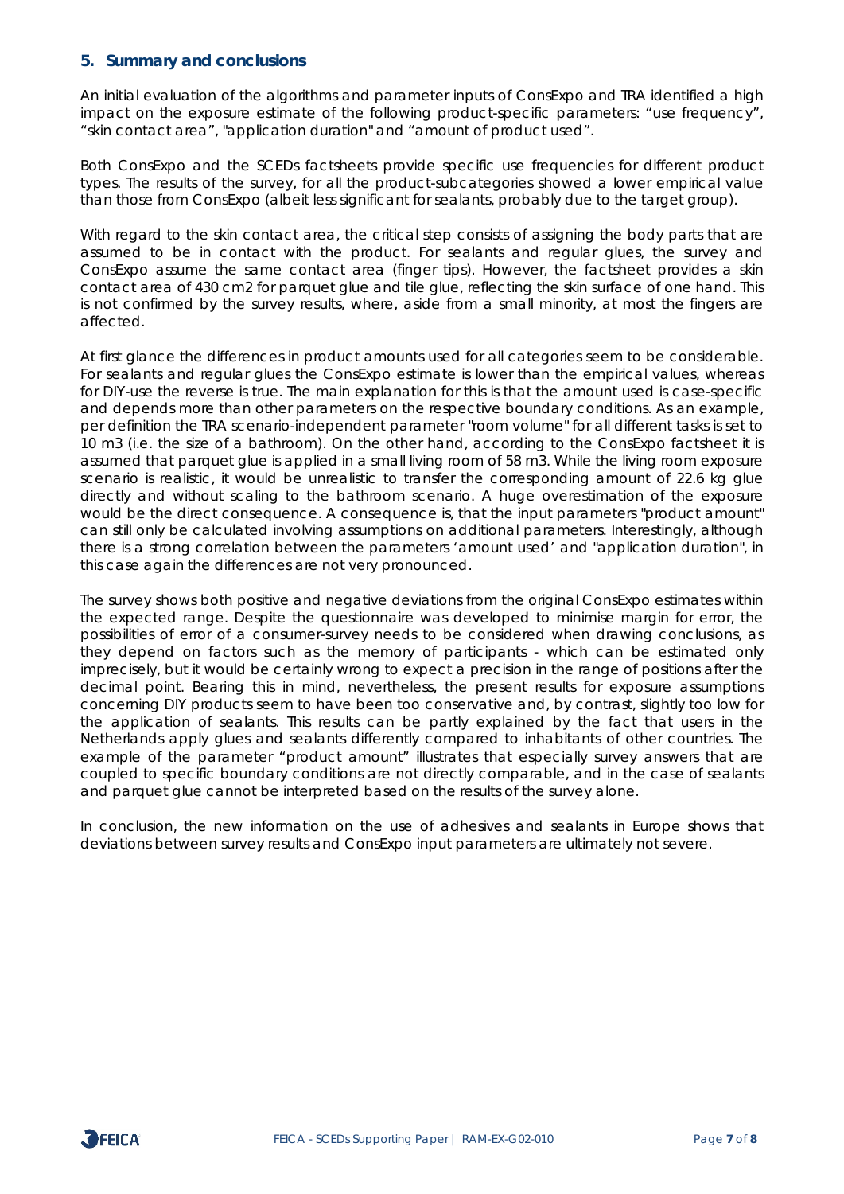## 5. Summary and conclusions

An initial evaluation of the algorithms and parameter inputs of ConsExpo and TRA identified a high impact on the exposure estimate of the following product-specific parameters: “use frequency”, “skin contact area”, "application duration" and “amount of product used”.

Both ConsExpo and the SCEDs factsheets provide specific use frequencies for different product types. The results of the survey, for all the product-subcategories showed a lower empirical value than those from ConsExpo (albeit less significant for sealants, probably due to the target group).

With regard to the skin contact area, the critical step consists of assigning the body parts that are assumed to be in contact with the product. For sealants and regular glues, the survey and ConsExpo assume the same contact area (finger tips). However, the factsheet provides a skin contact area of 430 cm2 for parquet glue and tile glue, reflecting the skin surface of one hand. This is not confirmed by the survey results, where, aside from a small minority, at most the fingers are affected.

At first glance the differences in product amounts used for all categories seem to be considerable. For sealants and regular glues the ConsExpo estimate is lower than the empirical values, whereas for DIY-use the reverse is true. The main explanation for this is that the amount used is case-specific and depends more than other parameters on the respective boundary conditions. As an example, per definition the TRA scenario-independent parameter "room volume" for all different tasks is set to 10 m3 (i.e. the size of a bathroom). On the other hand, according to the ConsExpo factsheet it is assumed that parquet glue is applied in a small living room of 58 m3. While the living room exposure scenario is realistic, it would be unrealistic to transfer the corresponding amount of 22.6 kg glue directly and without scaling to the bathroom scenario. A huge overestimation of the exposure would be the direct consequence. A consequence is, that the input parameters "product amount" can still only be calculated involving assumptions on additional parameters. Interestingly, although there is a strong correlation between the parameters ‘amount used’ and "application duration", in this case again the differences are not very pronounced.

The survey shows both positive and negative deviations from the original ConsExpo estimates within the expected range. Despite the questionnaire was developed to minimise margin for error, the possibilities of error of a consumer-survey needs to be considered when drawing conclusions, as they depend on factors such as the memory of participants - which can be estimated only imprecisely, but it would be certainly wrong to expect a precision in the range of positions after the decimal point. Bearing this in mind, nevertheless, the present results for exposure assumptions concerning DIY products seem to have been too conservative and, by contrast, slightly too low for the application of sealants. This results can be partly explained by the fact that users in the Netherlands apply glues and sealants differently compared to inhabitants of other countries. The example of the parameter “product amount” illustrates that especially survey answers that are coupled to specific boundary conditions are not directly comparable, and in the case of sealants and parquet glue cannot be interpreted based on the results of the survey alone.

In conclusion, the new information on the use of adhesives and sealants in Europe shows that deviations between survey results and ConsExpo input parameters are ultimately not severe.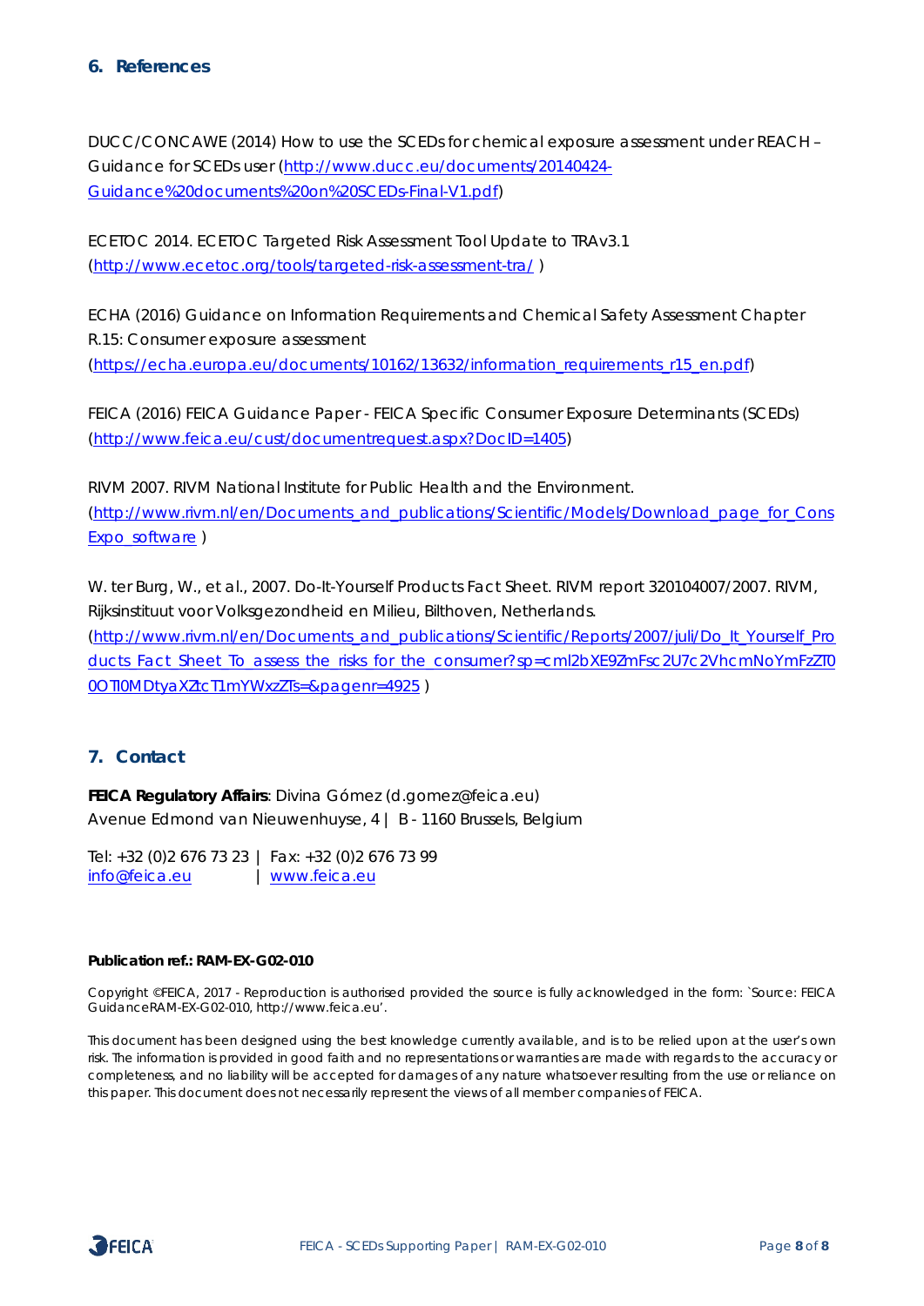## 6. References

DUCC/CONCAWE (2014) How to use the SCEDs for chemical exposure assessment under REACH – Guidance for SCEDs user (http://www.ducc.eu/documents/20140424-Guidance%20documents%20on%20SCEDs-Final-V1.pdf)

ECETOC 2014. ECETOC Targeted Risk Assessment Tool Update to TRAv3.1 (http://www.ecetoc.org/tools/targeted-risk-assessment-tra/ )

ECHA (2016) Guidance on Information Requirements and Chemical Safety Assessment Chapter R.15: Consumer exposure assessment (https://echa.europa.eu/documents/10162/13632/information_requirements_r15_en.pdf)

FEICA (2016) FEICA Guidance Paper - FEICA Specific Consumer Exposure Determinants (SCEDs) (http://www.feica.eu/cust/documentrequest.aspx?DocID=1405)

RIVM 2007. RIVM National Institute for Public Health and the Environment. (http://www.rivm.nl/en/Documents_and_publications/Scientific/Models/Download_page_for_ConsExpo_software )

W. ter Burg, W., et al., 2007. Do-It-Yourself Products Fact Sheet. RIVM report 320104007/2007. RIVM, Rijksinstituut voor Volksgezondheid en Milieu, Bilthoven, Netherlands. (http://www.rivm.nl/en/Documents_and_publications/Scientific/Reports/2007/juli/Do_It_Yourself_Products_Fact_Sheet_To_assess_the_risks_for_the_consumer?sp=cml2bXE9ZmFsc2U7c2VhcmNoYmFzZT00OTI0MDtyaXZtcT1mYWxzZTs=&pagenr=4925 )

## 7. Contact

**FEICA Regulatory Affairs**: Divina Gómez (d.gomez@feica.eu)
Avenue Edmond van Nieuwenhuyse, 4 | B - 1160 Brussels, Belgium

Tel: +32 (0)2 676 73 23 | Fax: +32 (0)2 676 73 99
info@feica.eu | www.feica.eu

**Publication ref.: RAM-EX-G02-010**

Copyright ©FEICA, 2017 - Reproduction is authorised provided the source is fully acknowledged in the form: `Source: FEICA GuidanceRAM-EX-G02-010, http://www.feica.eu'.

This document has been designed using the best knowledge currently available, and is to be relied upon at the user's own risk. The information is provided in good faith and no representations or warranties are made with regards to the accuracy or completeness, and no liability will be accepted for damages of any nature whatsoever resulting from the use or reliance on this paper. This document does not necessarily represent the views of all member companies of FEICA.